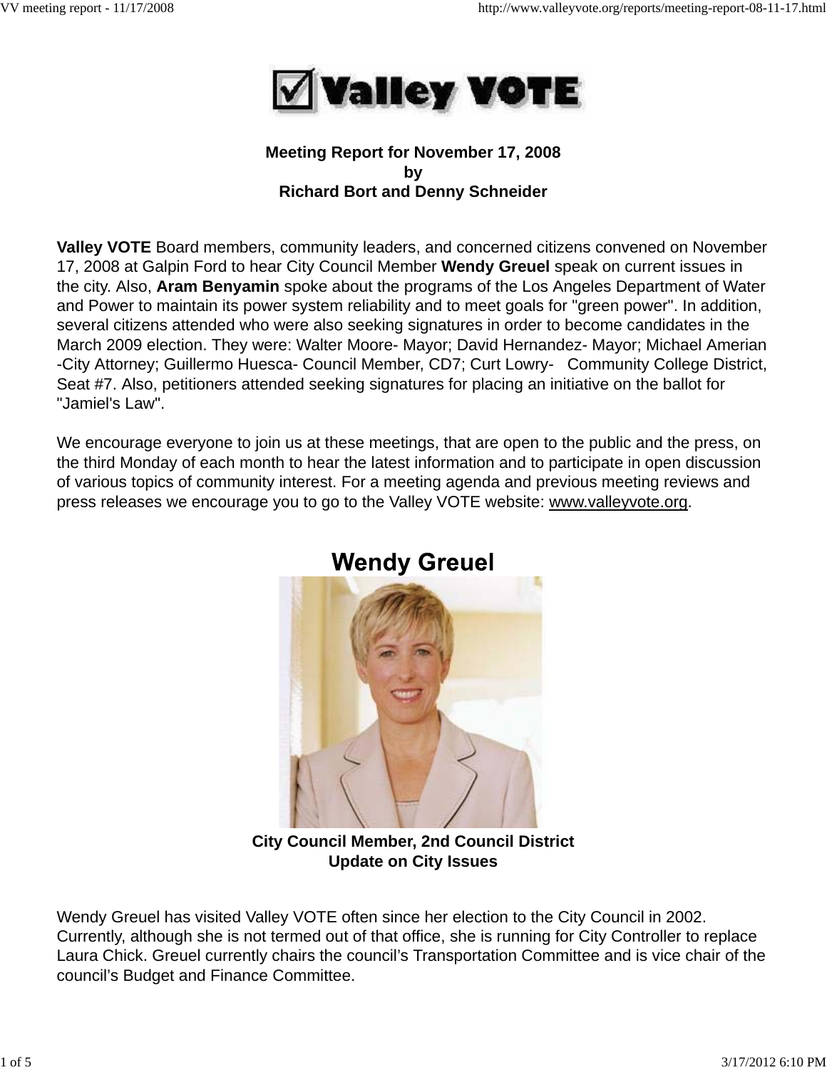# Valley VOTE

**Meeting Report for November 17, 2008**
**by**
**Richard Bort and Denny Schneider**

**Valley VOTE** Board members, community leaders, and concerned citizens convened on November 17, 2008 at Galpin Ford to hear City Council Member **Wendy Greuel** speak on current issues in the city. Also, **Aram Benyamin** spoke about the programs of the Los Angeles Department of Water and Power to maintain its power system reliability and to meet goals for "green power". In addition, several citizens attended who were also seeking signatures in order to become candidates in the March 2009 election. They were: Walter Moore- Mayor; David Hernandez- Mayor; Michael Amerian -City Attorney; Guillermo Huesca- Council Member, CD7; Curt Lowry- Community College District, Seat #7. Also, petitioners attended seeking signatures for placing an initiative on the ballot for "Jamiel's Law".

We encourage everyone to join us at these meetings, that are open to the public and the press, on the third Monday of each month to hear the latest information and to participate in open discussion of various topics of community interest. For a meeting agenda and previous meeting reviews and press releases we encourage you to go to the Valley VOTE website: www.valleyvote.org.

## Wendy Greuel

**City Council Member, 2nd Council District**
**Update on City Issues**

Wendy Greuel has visited Valley VOTE often since her election to the City Council in 2002. Currently, although she is not termed out of that office, she is running for City Controller to replace Laura Chick. Greuel currently chairs the council's Transportation Committee and is vice chair of the council's Budget and Finance Committee.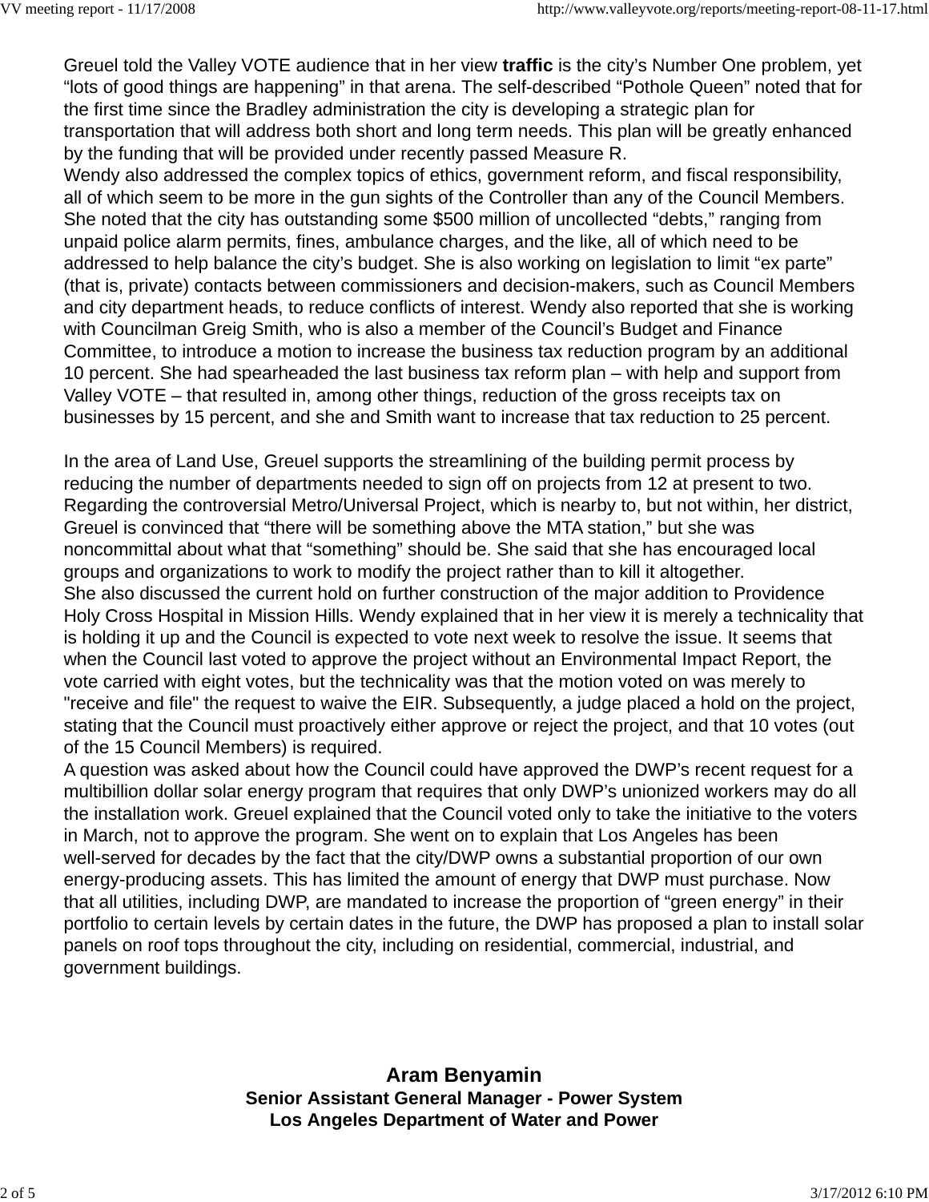Greuel told the Valley VOTE audience that in her view **traffic** is the city's Number One problem, yet "lots of good things are happening" in that arena. The self-described "Pothole Queen" noted that for the first time since the Bradley administration the city is developing a strategic plan for transportation that will address both short and long term needs. This plan will be greatly enhanced by the funding that will be provided under recently passed Measure R.

Wendy also addressed the complex topics of ethics, government reform, and fiscal responsibility, all of which seem to be more in the gun sights of the Controller than any of the Council Members. She noted that the city has outstanding some $500 million of uncollected "debts," ranging from unpaid police alarm permits, fines, ambulance charges, and the like, all of which need to be addressed to help balance the city's budget. She is also working on legislation to limit "ex parte" (that is, private) contacts between commissioners and decision-makers, such as Council Members and city department heads, to reduce conflicts of interest. Wendy also reported that she is working with Councilman Greig Smith, who is also a member of the Council's Budget and Finance Committee, to introduce a motion to increase the business tax reduction program by an additional 10 percent. She had spearheaded the last business tax reform plan – with help and support from Valley VOTE – that resulted in, among other things, reduction of the gross receipts tax on businesses by 15 percent, and she and Smith want to increase that tax reduction to 25 percent.

In the area of Land Use, Greuel supports the streamlining of the building permit process by reducing the number of departments needed to sign off on projects from 12 at present to two. Regarding the controversial Metro/Universal Project, which is nearby to, but not within, her district, Greuel is convinced that "there will be something above the MTA station," but she was noncommittal about what that "something" should be. She said that she has encouraged local groups and organizations to work to modify the project rather than to kill it altogether.

She also discussed the current hold on further construction of the major addition to Providence Holy Cross Hospital in Mission Hills. Wendy explained that in her view it is merely a technicality that is holding it up and the Council is expected to vote next week to resolve the issue. It seems that when the Council last voted to approve the project without an Environmental Impact Report, the vote carried with eight votes, but the technicality was that the motion voted on was merely to "receive and file" the request to waive the EIR. Subsequently, a judge placed a hold on the project, stating that the Council must proactively either approve or reject the project, and that 10 votes (out of the 15 Council Members) is required.

A question was asked about how the Council could have approved the DWP's recent request for a multibillion dollar solar energy program that requires that only DWP's unionized workers may do all the installation work. Greuel explained that the Council voted only to take the initiative to the voters in March, not to approve the program. She went on to explain that Los Angeles has been well-served for decades by the fact that the city/DWP owns a substantial proportion of our own energy-producing assets. This has limited the amount of energy that DWP must purchase. Now that all utilities, including DWP, are mandated to increase the proportion of "green energy" in their portfolio to certain levels by certain dates in the future, the DWP has proposed a plan to install solar panels on roof tops throughout the city, including on residential, commercial, industrial, and government buildings.

## Aram Benyamin

**Senior Assistant General Manager - Power System**
**Los Angeles Department of Water and Power**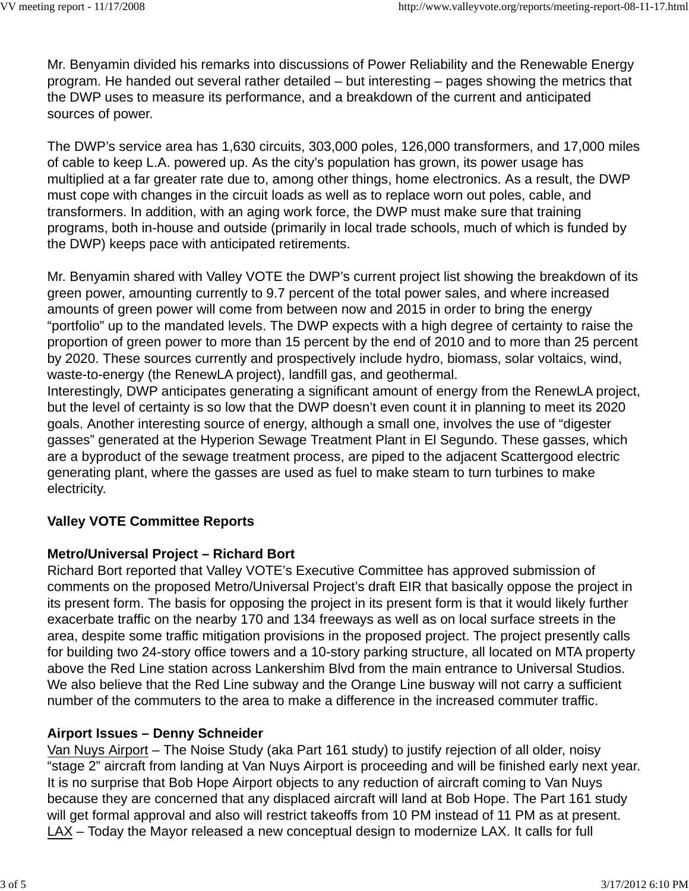Mr. Benyamin divided his remarks into discussions of Power Reliability and the Renewable Energy program. He handed out several rather detailed – but interesting – pages showing the metrics that the DWP uses to measure its performance, and a breakdown of the current and anticipated sources of power.

The DWP's service area has 1,630 circuits, 303,000 poles, 126,000 transformers, and 17,000 miles of cable to keep L.A. powered up. As the city's population has grown, its power usage has multiplied at a far greater rate due to, among other things, home electronics. As a result, the DWP must cope with changes in the circuit loads as well as to replace worn out poles, cable, and transformers. In addition, with an aging work force, the DWP must make sure that training programs, both in-house and outside (primarily in local trade schools, much of which is funded by the DWP) keeps pace with anticipated retirements.

Mr. Benyamin shared with Valley VOTE the DWP's current project list showing the breakdown of its green power, amounting currently to 9.7 percent of the total power sales, and where increased amounts of green power will come from between now and 2015 in order to bring the energy "portfolio" up to the mandated levels. The DWP expects with a high degree of certainty to raise the proportion of green power to more than 15 percent by the end of 2010 and to more than 25 percent by 2020. These sources currently and prospectively include hydro, biomass, solar voltaics, wind, waste-to-energy (the RenewLA project), landfill gas, and geothermal.
Interestingly, DWP anticipates generating a significant amount of energy from the RenewLA project, but the level of certainty is so low that the DWP doesn't even count it in planning to meet its 2020 goals. Another interesting source of energy, although a small one, involves the use of "digester gasses" generated at the Hyperion Sewage Treatment Plant in El Segundo. These gasses, which are a byproduct of the sewage treatment process, are piped to the adjacent Scattergood electric generating plant, where the gasses are used as fuel to make steam to turn turbines to make electricity.

**Valley VOTE Committee Reports**

**Metro/Universal Project – Richard Bort**
Richard Bort reported that Valley VOTE's Executive Committee has approved submission of comments on the proposed Metro/Universal Project's draft EIR that basically oppose the project in its present form. The basis for opposing the project in its present form is that it would likely further exacerbate traffic on the nearby 170 and 134 freeways as well as on local surface streets in the area, despite some traffic mitigation provisions in the proposed project. The project presently calls for building two 24-story office towers and a 10-story parking structure, all located on MTA property above the Red Line station across Lankershim Blvd from the main entrance to Universal Studios. We also believe that the Red Line subway and the Orange Line busway will not carry a sufficient number of the commuters to the area to make a difference in the increased commuter traffic.

**Airport Issues – Denny Schneider**
Van Nuys Airport – The Noise Study (aka Part 161 study) to justify rejection of all older, noisy "stage 2" aircraft from landing at Van Nuys Airport is proceeding and will be finished early next year. It is no surprise that Bob Hope Airport objects to any reduction of aircraft coming to Van Nuys because they are concerned that any displaced aircraft will land at Bob Hope. The Part 161 study will get formal approval and also will restrict takeoffs from 10 PM instead of 11 PM as at present.
LAX – Today the Mayor released a new conceptual design to modernize LAX. It calls for full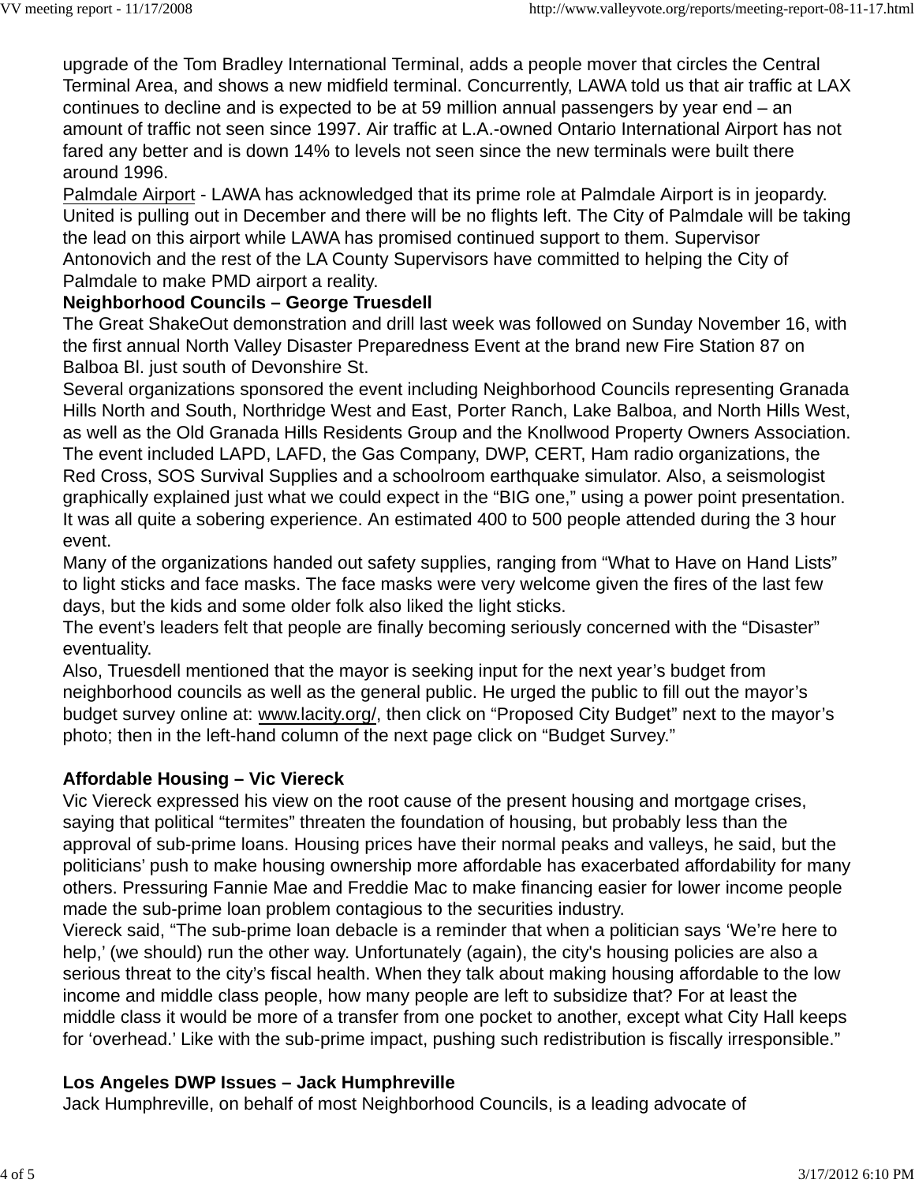upgrade of the Tom Bradley International Terminal, adds a people mover that circles the Central Terminal Area, and shows a new midfield terminal. Concurrently, LAWA told us that air traffic at LAX continues to decline and is expected to be at 59 million annual passengers by year end – an amount of traffic not seen since 1997. Air traffic at L.A.-owned Ontario International Airport has not fared any better and is down 14% to levels not seen since the new terminals were built there around 1996.

Palmdale Airport - LAWA has acknowledged that its prime role at Palmdale Airport is in jeopardy. United is pulling out in December and there will be no flights left. The City of Palmdale will be taking the lead on this airport while LAWA has promised continued support to them. Supervisor Antonovich and the rest of the LA County Supervisors have committed to helping the City of Palmdale to make PMD airport a reality.

**Neighborhood Councils – George Truesdell**

The Great ShakeOut demonstration and drill last week was followed on Sunday November 16, with the first annual North Valley Disaster Preparedness Event at the brand new Fire Station 87 on Balboa Bl. just south of Devonshire St.

Several organizations sponsored the event including Neighborhood Councils representing Granada Hills North and South, Northridge West and East, Porter Ranch, Lake Balboa, and North Hills West, as well as the Old Granada Hills Residents Group and the Knollwood Property Owners Association. The event included LAPD, LAFD, the Gas Company, DWP, CERT, Ham radio organizations, the Red Cross, SOS Survival Supplies and a schoolroom earthquake simulator. Also, a seismologist graphically explained just what we could expect in the "BIG one," using a power point presentation. It was all quite a sobering experience. An estimated 400 to 500 people attended during the 3 hour event.

Many of the organizations handed out safety supplies, ranging from "What to Have on Hand Lists" to light sticks and face masks. The face masks were very welcome given the fires of the last few days, but the kids and some older folk also liked the light sticks.

The event's leaders felt that people are finally becoming seriously concerned with the "Disaster" eventuality.

Also, Truesdell mentioned that the mayor is seeking input for the next year's budget from neighborhood councils as well as the general public. He urged the public to fill out the mayor's budget survey online at: www.lacity.org/, then click on "Proposed City Budget" next to the mayor's photo; then in the left-hand column of the next page click on "Budget Survey."

**Affordable Housing – Vic Viereck**

Vic Viereck expressed his view on the root cause of the present housing and mortgage crises, saying that political "termites" threaten the foundation of housing, but probably less than the approval of sub-prime loans. Housing prices have their normal peaks and valleys, he said, but the politicians' push to make housing ownership more affordable has exacerbated affordability for many others. Pressuring Fannie Mae and Freddie Mac to make financing easier for lower income people made the sub-prime loan problem contagious to the securities industry.

Viereck said, "The sub-prime loan debacle is a reminder that when a politician says 'We're here to help,' (we should) run the other way. Unfortunately (again), the city's housing policies are also a serious threat to the city's fiscal health. When they talk about making housing affordable to the low income and middle class people, how many people are left to subsidize that? For at least the middle class it would be more of a transfer from one pocket to another, except what City Hall keeps for 'overhead.' Like with the sub-prime impact, pushing such redistribution is fiscally irresponsible."

**Los Angeles DWP Issues – Jack Humphreville**

Jack Humphreville, on behalf of most Neighborhood Councils, is a leading advocate of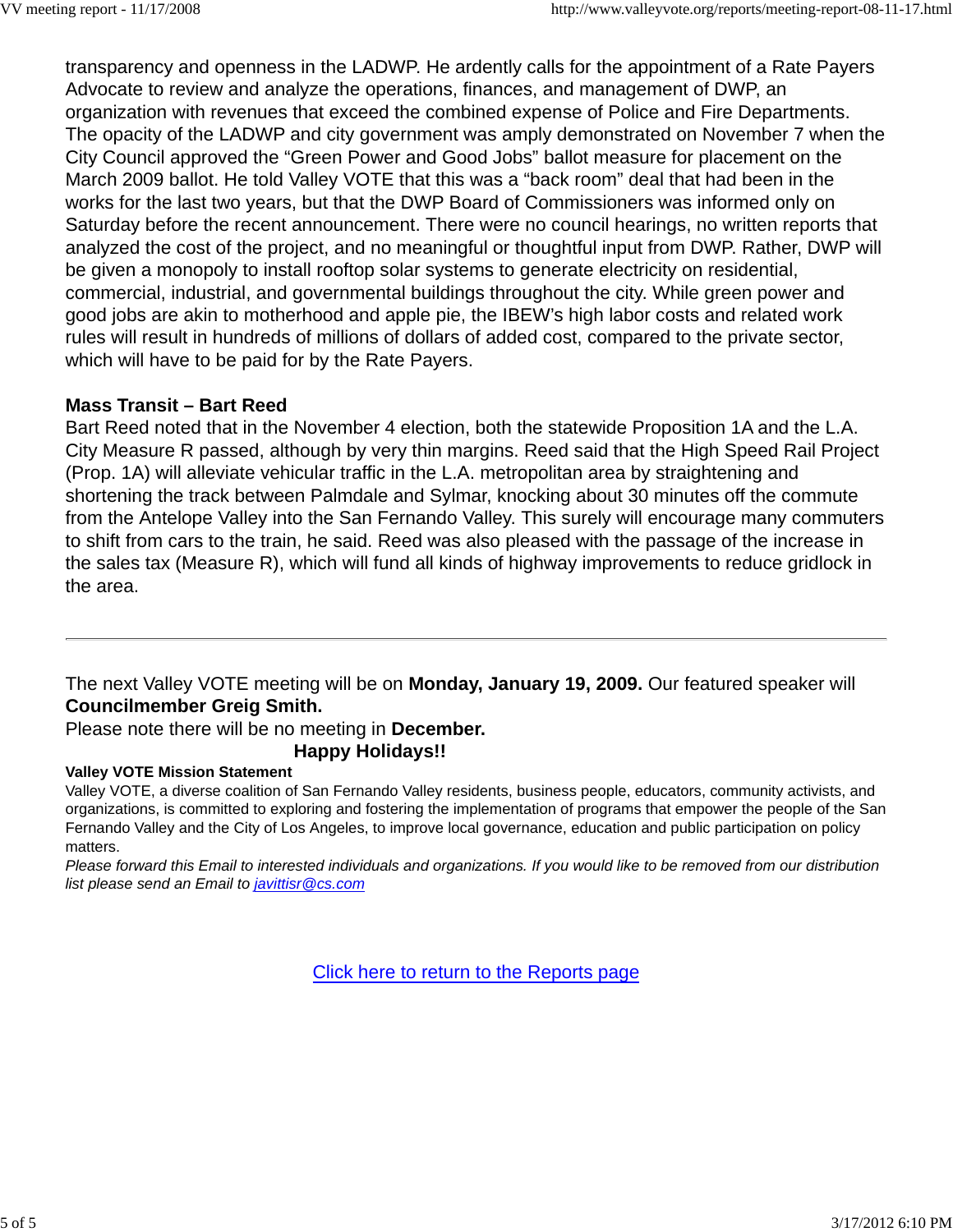transparency and openness in the LADWP. He ardently calls for the appointment of a Rate Payers Advocate to review and analyze the operations, finances, and management of DWP, an organization with revenues that exceed the combined expense of Police and Fire Departments. The opacity of the LADWP and city government was amply demonstrated on November 7 when the City Council approved the "Green Power and Good Jobs" ballot measure for placement on the March 2009 ballot. He told Valley VOTE that this was a "back room" deal that had been in the works for the last two years, but that the DWP Board of Commissioners was informed only on Saturday before the recent announcement. There were no council hearings, no written reports that analyzed the cost of the project, and no meaningful or thoughtful input from DWP. Rather, DWP will be given a monopoly to install rooftop solar systems to generate electricity on residential, commercial, industrial, and governmental buildings throughout the city. While green power and good jobs are akin to motherhood and apple pie, the IBEW's high labor costs and related work rules will result in hundreds of millions of dollars of added cost, compared to the private sector, which will have to be paid for by the Rate Payers.

**Mass Transit – Bart Reed**

Bart Reed noted that in the November 4 election, both the statewide Proposition 1A and the L.A. City Measure R passed, although by very thin margins. Reed said that the High Speed Rail Project (Prop. 1A) will alleviate vehicular traffic in the L.A. metropolitan area by straightening and shortening the track between Palmdale and Sylmar, knocking about 30 minutes off the commute from the Antelope Valley into the San Fernando Valley. This surely will encourage many commuters to shift from cars to the train, he said. Reed was also pleased with the passage of the increase in the sales tax (Measure R), which will fund all kinds of highway improvements to reduce gridlock in the area.

---

The next Valley VOTE meeting will be on **Monday, January 19, 2009.** Our featured speaker will **Councilmember Greig Smith.**

Please note there will be no meeting in **December.**

**Happy Holidays!!**

**Valley VOTE Mission Statement**

Valley VOTE, a diverse coalition of San Fernando Valley residents, business people, educators, community activists, and organizations, is committed to exploring and fostering the implementation of programs that empower the people of the San Fernando Valley and the City of Los Angeles, to improve local governance, education and public participation on policy matters.

*Please forward this Email to interested individuals and organizations. If you would like to be removed from our distribution list please send an Email to javittisr@cs.com*

Click here to return to the Reports page